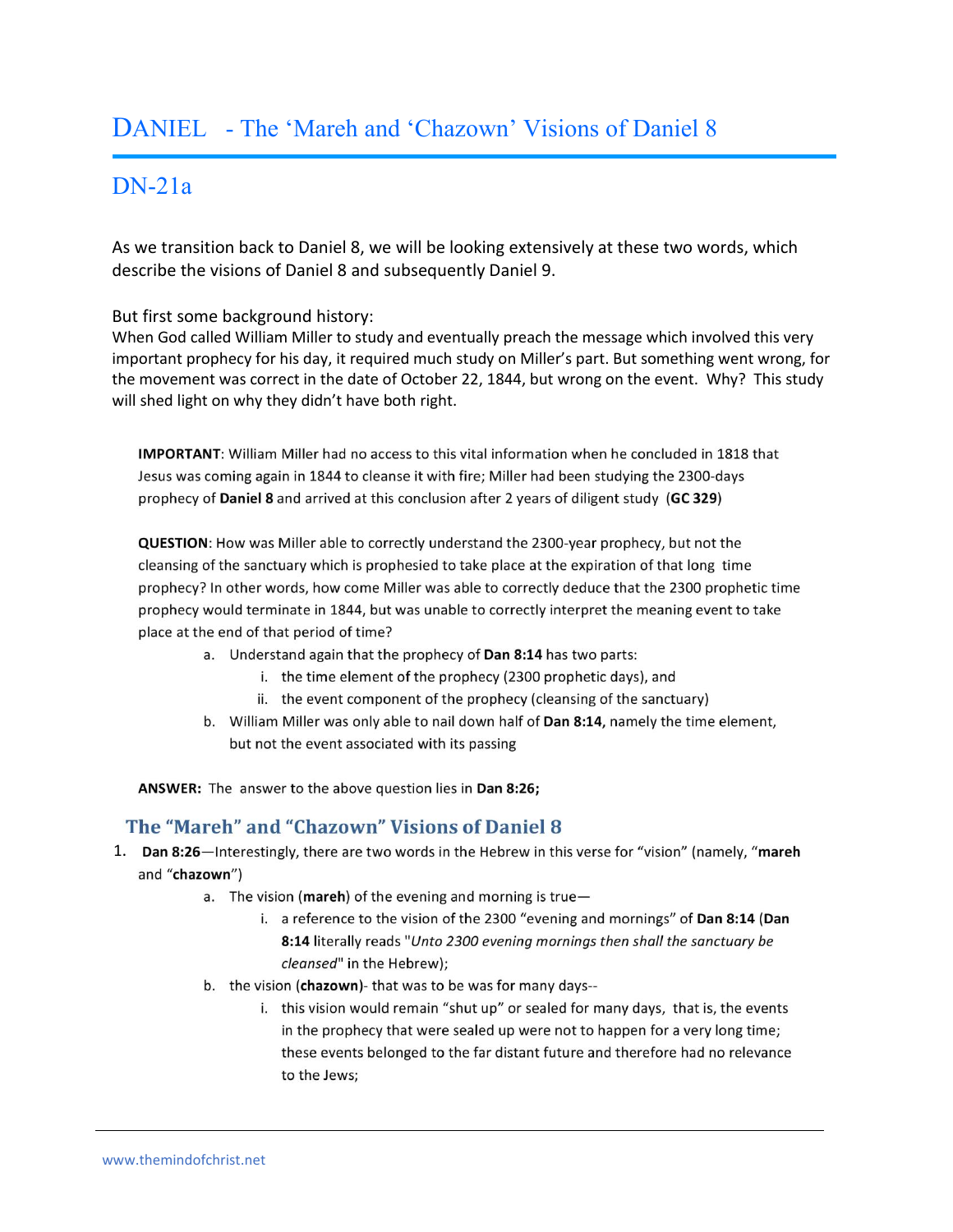# DANIEL - The 'Mareh and 'Chazown' Visions of Daniel 8

## DN-21a

As we transition back to Daniel 8, we will be looking extensively at these two words, which describe the visions of Daniel 8 and subsequently Daniel 9.

But first some background history:
When God called William Miller to study and eventually preach the message which involved this very important prophecy for his day, it required much study on Miller's part. But something went wrong, for the movement was correct in the date of October 22, 1844, but wrong on the event. Why? This study will shed light on why they didn't have both right.

**IMPORTANT**: William Miller had no access to this vital information when he concluded in 1818 that Jesus was coming again in 1844 to cleanse it with fire; Miller had been studying the 2300-days prophecy of **Daniel 8** and arrived at this conclusion after 2 years of diligent study (**GC 329**)

**QUESTION**: How was Miller able to correctly understand the 2300-year prophecy, but not the cleansing of the sanctuary which is prophesied to take place at the expiration of that long time prophecy? In other words, how come Miller was able to correctly deduce that the 2300 prophetic time prophecy would terminate in 1844, but was unable to correctly interpret the meaning event to take place at the end of that period of time?

a. Understand again that the prophecy of **Dan 8:14** has two parts:
   i. the time element of the prophecy (2300 prophetic days), and
   ii. the event component of the prophecy (cleansing of the sanctuary)
b. William Miller was only able to nail down half of **Dan 8:14,** namely the time element, but not the event associated with its passing

**ANSWER:** The answer to the above question lies in **Dan 8:26;**

### The "Mareh" and "Chazown" Visions of Daniel 8

1. **Dan 8:26**—Interestingly, there are two words in the Hebrew in this verse for "vision" (namely, "**mareh** and "**chazown**")
   a. The vision (**mareh**) of the evening and morning is true—
      i. a reference to the vision of the 2300 "evening and mornings" of **Dan 8:14** (**Dan 8:14** literally reads "*Unto 2300 evening mornings then shall the sanctuary be cleansed*" in the Hebrew);
   b. the vision (**chazown**)- that was to be was for many days--
      i. this vision would remain "shut up" or sealed for many days, that is, the events in the prophecy that were sealed up were not to happen for a very long time; these events belonged to the far distant future and therefore had no relevance to the Jews;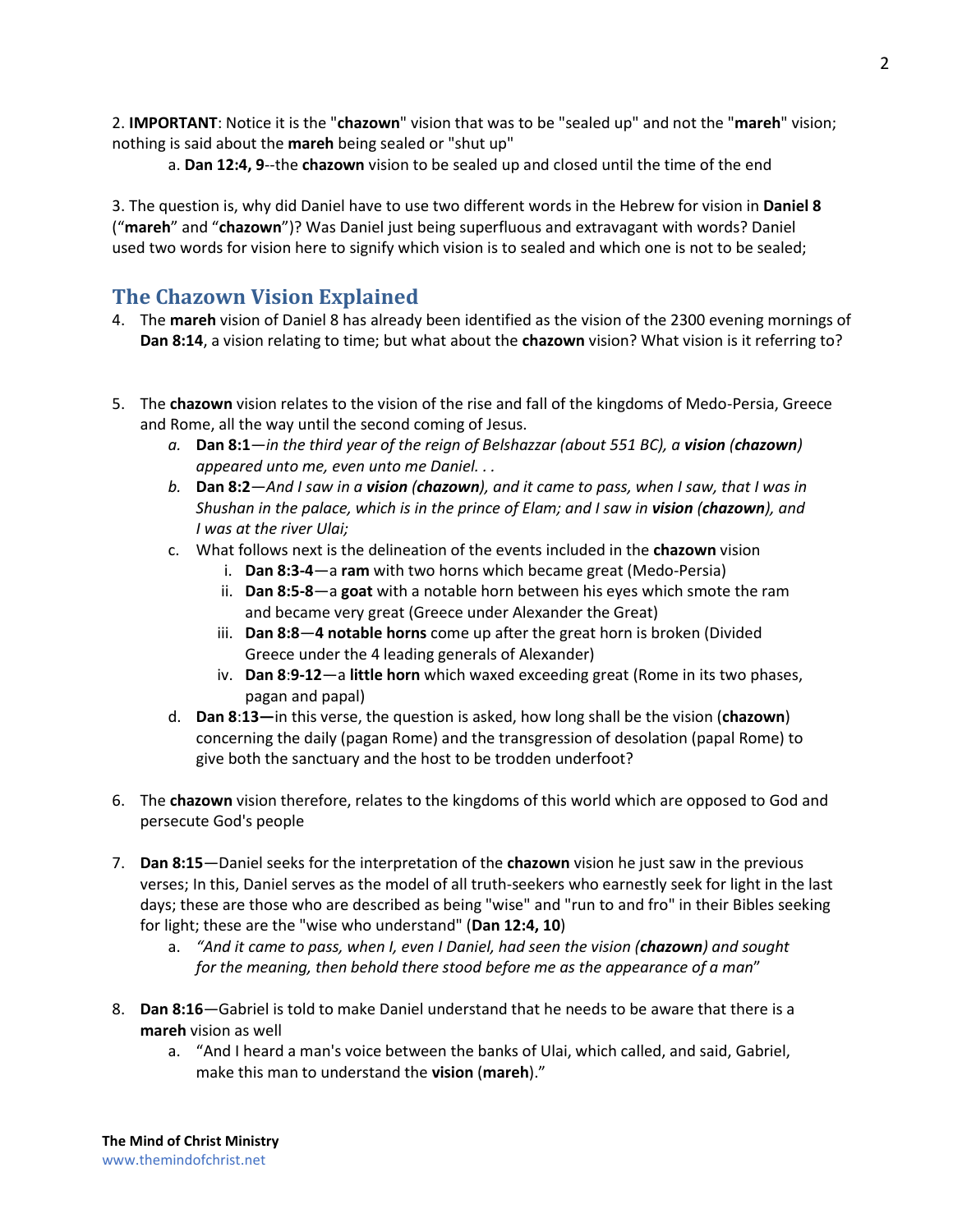2. **IMPORTANT**: Notice it is the "**chazown**" vision that was to be "sealed up" and not the "**mareh**" vision; nothing is said about the **mareh** being sealed or "shut up"

   a. **Dan 12:4, 9**--the **chazown** vision to be sealed up and closed until the time of the end

3. The question is, why did Daniel have to use two different words in the Hebrew for vision in **Daniel 8** ("**mareh**" and "**chazown**")? Was Daniel just being superfluous and extravagant with words? Daniel used two words for vision here to signify which vision is to sealed and which one is not to be sealed;

## The Chazown Vision Explained

4. The **mareh** vision of Daniel 8 has already been identified as the vision of the 2300 evening mornings of **Dan 8:14**, a vision relating to time; but what about the **chazown** vision? What vision is it referring to?

5. The **chazown** vision relates to the vision of the rise and fall of the kingdoms of Medo-Persia, Greece and Rome, all the way until the second coming of Jesus.
   a. **Dan 8:1**—*in the third year of the reign of Belshazzar (about 551 BC), a **vision** (**chazown**) appeared unto me, even unto me Daniel. . .*
   b. **Dan 8:2**—*And I saw in a **vision** (**chazown**), and it came to pass, when I saw, that I was in Shushan in the palace, which is in the prince of Elam; and I saw in **vision** (**chazown**), and I was at the river Ulai;*
   c. What follows next is the delineation of the events included in the **chazown** vision
      i. **Dan 8:3-4**—a **ram** with two horns which became great (Medo-Persia)
      ii. **Dan 8:5-8**—a **goat** with a notable horn between his eyes which smote the ram and became very great (Greece under Alexander the Great)
      iii. **Dan 8:8**—**4 notable horns** come up after the great horn is broken (Divided Greece under the 4 leading generals of Alexander)
      iv. **Dan 8**:**9-12**—a **little horn** which waxed exceeding great (Rome in its two phases, pagan and papal)
   d. **Dan 8**:**13—**in this verse, the question is asked, how long shall be the vision (**chazown**) concerning the daily (pagan Rome) and the transgression of desolation (papal Rome) to give both the sanctuary and the host to be trodden underfoot?

6. The **chazown** vision therefore, relates to the kingdoms of this world which are opposed to God and persecute God's people

7. **Dan 8:15**—Daniel seeks for the interpretation of the **chazown** vision he just saw in the previous verses; In this, Daniel serves as the model of all truth-seekers who earnestly seek for light in the last days; these are those who are described as being "wise" and "run to and fro" in their Bibles seeking for light; these are the "wise who understand" (**Dan 12:4, 10**)
   a. *"And it came to pass, when I, even I Daniel, had seen the vision (**chazown**) and sought for the meaning, then behold there stood before me as the appearance of a man"*

8. **Dan 8:16**—Gabriel is told to make Daniel understand that he needs to be aware that there is a **mareh** vision as well
   a. "And I heard a man's voice between the banks of Ulai, which called, and said, Gabriel, make this man to understand the **vision** (**mareh**)."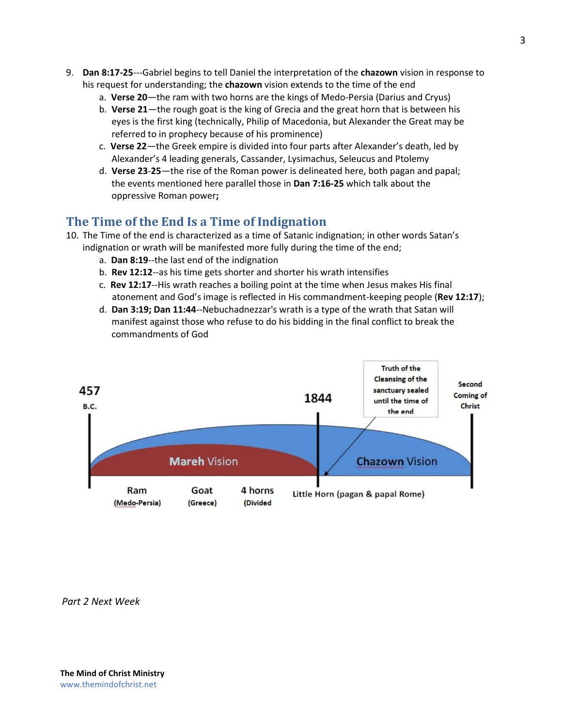9. **Dan 8:17-25**---Gabriel begins to tell Daniel the interpretation of the **chazown** vision in response to his request for understanding; the **chazown** vision extends to the time of the end
   a. **Verse 20**—the ram with two horns are the kings of Medo-Persia (Darius and Cryus)
   b. **Verse 21**—the rough goat is the king of Grecia and the great horn that is between his eyes is the first king (technically, Philip of Macedonia, but Alexander the Great may be referred to in prophecy because of his prominence)
   c. **Verse 22**—the Greek empire is divided into four parts after Alexander's death, led by Alexander's 4 leading generals, Cassander, Lysimachus, Seleucus and Ptolemy
   d. **Verse 23**-**25**—the rise of the Roman power is delineated here, both pagan and papal; the events mentioned here parallel those in **Dan 7:16-25** which talk about the oppressive Roman power**;**

## The Time of the End Is a Time of Indignation

10. The Time of the end is characterized as a time of Satanic indignation; in other words Satan's indignation or wrath will be manifested more fully during the time of the end;
    a. **Dan 8:19**--the last end of the indignation
    b. **Rev 12:12**--as his time gets shorter and shorter his wrath intensifies
    c. **Rev 12:17**--His wrath reaches a boiling point at the time when Jesus makes His final atonement and God's image is reflected in His commandment-keeping people (**Rev 12:17**);
    d. **Dan 3:19; Dan 11:44**--Nebuchadnezzar's wrath is a type of the wrath that Satan will manifest against those who refuse to do his bidding in the final conflict to break the commandments of God

457 B.C.
1844
Truth of the Cleansing of the sanctuary sealed until the time of the end
Second Coming of Christ
Mareh Vision
Chazown Vision
Ram (Medo-Persia)
Goat (Greece)
4 horns (Divided
Little Horn (pagan & papal Rome)

*Part 2 Next Week*

**The Mind of Christ Ministry**
www.themindofchrist.net